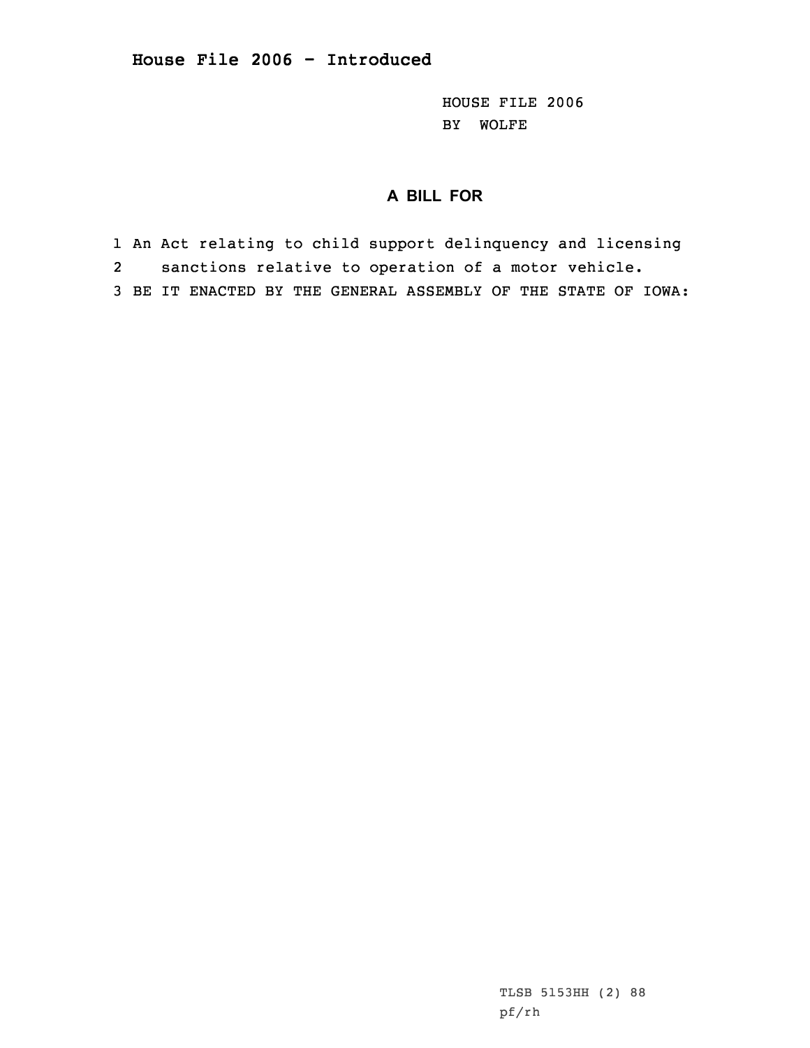# House File 2006 - Introduced

HOUSE FILE 2006
BY WOLFE

## A BILL FOR

1 An Act relating to child support delinquency and licensing
2 sanctions relative to operation of a motor vehicle.
3 BE IT ENACTED BY THE GENERAL ASSEMBLY OF THE STATE OF IOWA:

TLSB 5153HH (2) 88
pf/rh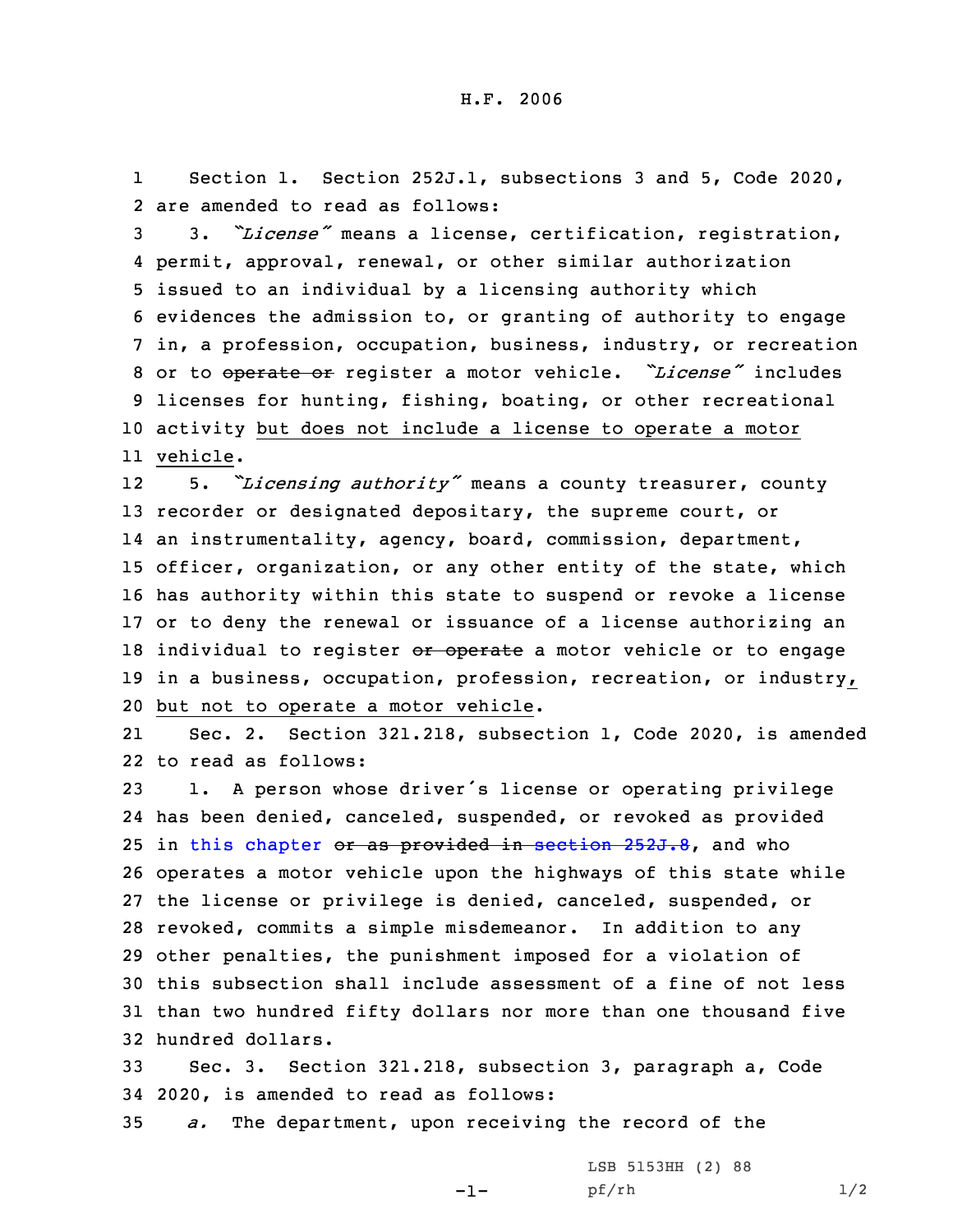H.F. 2006

1 Section 1. Section 252J.1, subsections 3 and 5, Code 2020,
2 are amended to read as follows:

3 3. *"License"* means a license, certification, registration,
4 permit, approval, renewal, or other similar authorization
5 issued to an individual by a licensing authority which
6 evidences the admission to, or granting of authority to engage
7 in, a profession, occupation, business, industry, or recreation
8 or to ~~operate or~~ register a motor vehicle. *"License"* includes
9 licenses for hunting, fishing, boating, or other recreational
10 activity <u>but does not include a license to operate a motor</u>
11 <u>vehicle</u>.

12 5. *"Licensing authority"* means a county treasurer, county
13 recorder or designated depositary, the supreme court, or
14 an instrumentality, agency, board, commission, department,
15 officer, organization, or any other entity of the state, which
16 has authority within this state to suspend or revoke a license
17 or to deny the renewal or issuance of a license authorizing an
18 individual to register ~~or operate~~ a motor vehicle or to engage
19 in a business, occupation, profession, recreation, or industry<u>,</u>
20 <u>but not to operate a motor vehicle</u>.

21 Sec. 2. Section 321.218, subsection 1, Code 2020, is amended
22 to read as follows:

23 1. A person whose driver's license or operating privilege
24 has been denied, canceled, suspended, or revoked as provided
25 in this chapter ~~or as provided in section 252J.8~~, and who
26 operates a motor vehicle upon the highways of this state while
27 the license or privilege is denied, canceled, suspended, or
28 revoked, commits a simple misdemeanor. In addition to any
29 other penalties, the punishment imposed for a violation of
30 this subsection shall include assessment of a fine of not less
31 than two hundred fifty dollars nor more than one thousand five
32 hundred dollars.

33 Sec. 3. Section 321.218, subsection 3, paragraph a, Code
34 2020, is amended to read as follows:

35 *a.* The department, upon receiving the record of the

LSB 5153HH (2) 88
pf/rh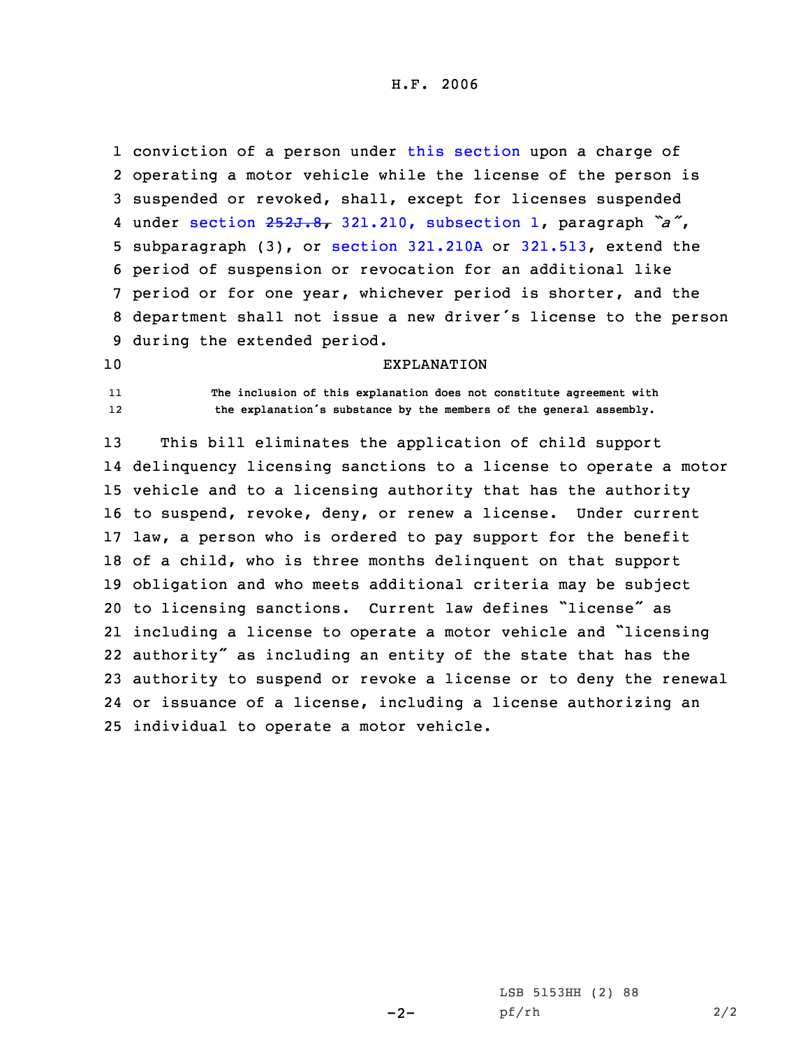conviction of a person under this section upon a charge of operating a motor vehicle while the license of the person is suspended or revoked, shall, except for licenses suspended under section ~~252J.8,~~ 321.210, subsection 1, paragraph *"a"*, subparagraph (3), or section 321.210A or 321.513, extend the period of suspension or revocation for an additional like period or for one year, whichever period is shorter, and the department shall not issue a new driver's license to the person during the extended period.

EXPLANATION

The inclusion of this explanation does not constitute agreement with the explanation's substance by the members of the general assembly.

This bill eliminates the application of child support delinquency licensing sanctions to a license to operate a motor vehicle and to a licensing authority that has the authority to suspend, revoke, deny, or renew a license. Under current law, a person who is ordered to pay support for the benefit of a child, who is three months delinquent on that support obligation and who meets additional criteria may be subject to licensing sanctions. Current law defines "license" as including a license to operate a motor vehicle and "licensing authority" as including an entity of the state that has the authority to suspend or revoke a license or to deny the renewal or issuance of a license, including a license authorizing an individual to operate a motor vehicle.

LSB 5153HH (2) 88
pf/rh